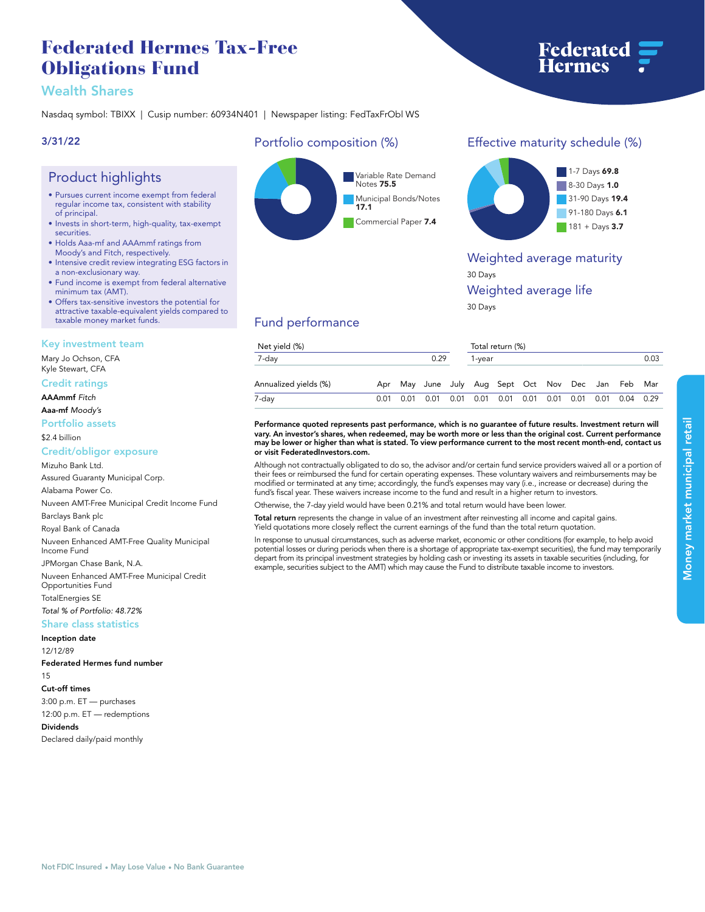# Federated Hermes Tax-Free Obligations Fund

## Wealth Shares

Nasdaq symbol: TBIXX | Cusip number: 60934N401 | Newspaper listing: FedTaxFrObl WS

3/31/22

## Product highlights

- Pursues current income exempt from federal regular income tax, consistent with stability of principal.
- Invests in short-term, high-quality, tax-exempt securities.
- Holds Aaa-mf and AAAmmf ratings from Moody's and Fitch, respectively.
- Intensive credit review integrating ESG factors in a non-exclusionary way.
- Fund income is exempt from federal alternative minimum tax (AMT).
- Offers tax-sensitive investors the potential for attractive taxable-equivalent yields compared to taxable money market funds.

### Key investment team

Mary Jo Ochson, CFA
Kyle Stewart, CFA

### Credit ratings

**AAAmmf** *Fitch*

**Aaa-mf** *Moody's*

### Portfolio assets

$2.4 billion

### Credit/obligor exposure

Mizuho Bank Ltd.

Assured Guaranty Municipal Corp.

Alabama Power Co.

Nuveen AMT-Free Municipal Credit Income Fund

Barclays Bank plc

Royal Bank of Canada

Nuveen Enhanced AMT-Free Quality Municipal Income Fund

JPMorgan Chase Bank, N.A.

Nuveen Enhanced AMT-Free Municipal Credit Opportunities Fund

TotalEnergies SE

*Total % of Portfolio: 48.72%*

### Share class statistics

**Inception date**

12/12/89

**Federated Hermes fund number**

15

**Cut-off times**

3:00 p.m. ET — purchases

12:00 p.m. ET — redemptions

**Dividends**

Declared daily/paid monthly

## Portfolio composition (%)

Variable Rate Demand Notes **75.5**

Municipal Bonds/Notes **17.1**

Commercial Paper **7.4**

## Effective maturity schedule (%)

1-7 Days **69.8**

8-30 Days **1.0**

31-90 Days **19.4**

91-180 Days **6.1**

181 + Days **3.7**

## Weighted average maturity

30 Days

## Weighted average life

30 Days

## Fund performance

| Net yield (%) | | Total return (%) | |
|---|---|---|---|
| 7-day | 0.29 | 1-year | 0.03 |

| Annualized yields (%) | Apr | May | June | July | Aug | Sept | Oct | Nov | Dec | Jan | Feb | Mar |
|---|---|---|---|---|---|---|---|---|---|---|---|---|
| 7-day | 0.01 | 0.01 | 0.01 | 0.01 | 0.01 | 0.01 | 0.01 | 0.01 | 0.01 | 0.01 | 0.04 | 0.29 |

**Performance quoted represents past performance, which is no guarantee of future results. Investment return will vary. An investor's shares, when redeemed, may be worth more or less than the original cost. Current performance may be lower or higher than what is stated. To view performance current to the most recent month-end, contact us or visit FederatedInvestors.com.**

Although not contractually obligated to do so, the advisor and/or certain fund service providers waived all or a portion of their fees or reimbursed the fund for certain operating expenses. These voluntary waivers and reimbursements may be modified or terminated at any time; accordingly, the fund's expenses may vary (i.e., increase or decrease) during the fund's fiscal year. These waivers increase income to the fund and result in a higher return to investors.

Otherwise, the 7-day yield would have been 0.21% and total return would have been lower.

**Total return** represents the change in value of an investment after reinvesting all income and capital gains. Yield quotations more closely reflect the current earnings of the fund than the total return quotation.

In response to unusual circumstances, such as adverse market, economic or other conditions (for example, to help avoid potential losses or during periods when there is a shortage of appropriate tax-exempt securities), the fund may temporarily depart from its principal investment strategies by holding cash or investing its assets in taxable securities (including, for example, securities subject to the AMT) which may cause the Fund to distribute taxable income to investors.

Money market municipal retail

Not FDIC Insured • May Lose Value • No Bank Guarantee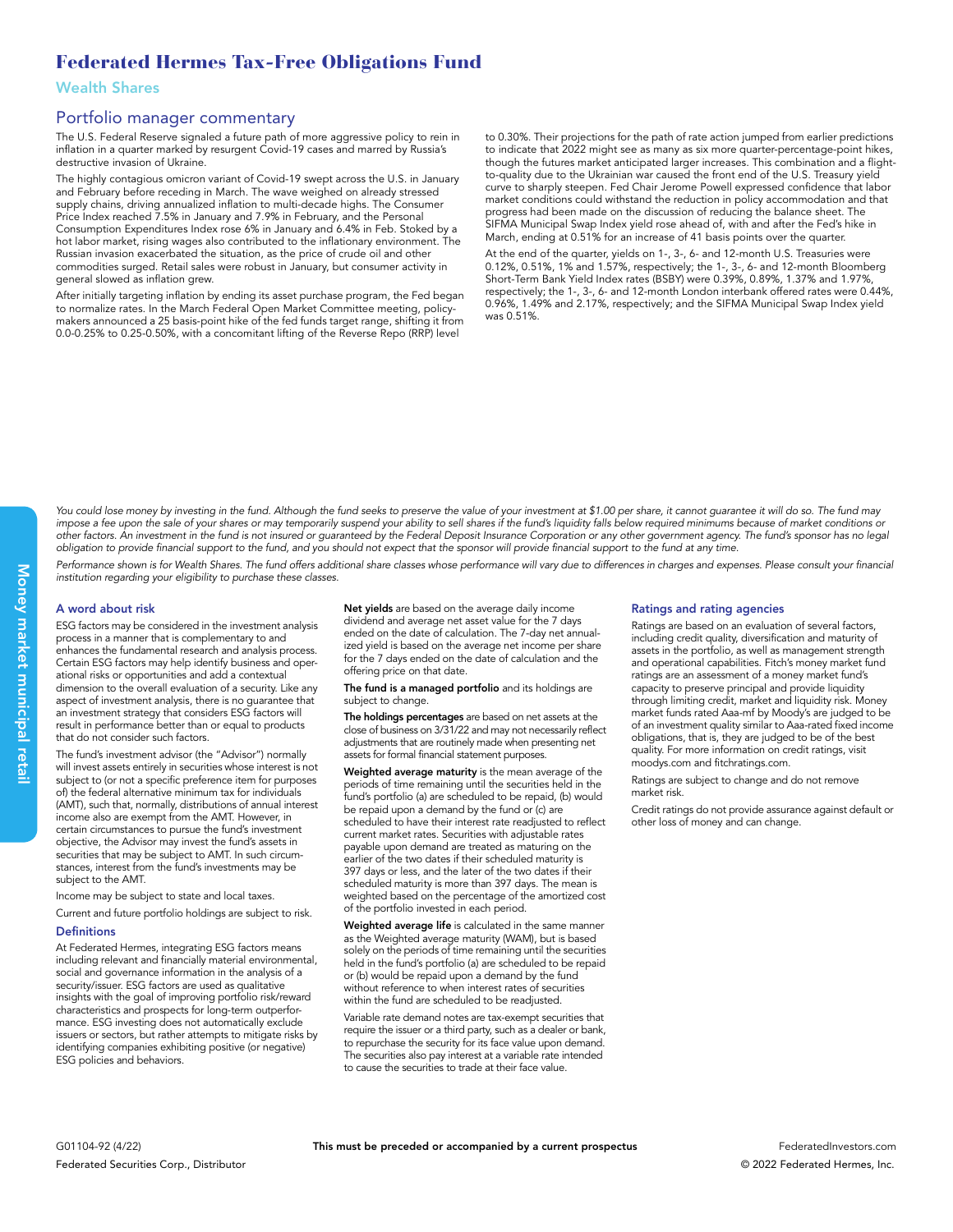# Federated Hermes Tax-Free Obligations Fund

## Wealth Shares

## Portfolio manager commentary

The U.S. Federal Reserve signaled a future path of more aggressive policy to rein in inflation in a quarter marked by resurgent Covid-19 cases and marred by Russia's destructive invasion of Ukraine.

The highly contagious omicron variant of Covid-19 swept across the U.S. in January and February before receding in March. The wave weighed on already stressed supply chains, driving annualized inflation to multi-decade highs. The Consumer Price Index reached 7.5% in January and 7.9% in February, and the Personal Consumption Expenditures Index rose 6% in January and 6.4% in Feb. Stoked by a hot labor market, rising wages also contributed to the inflationary environment. The Russian invasion exacerbated the situation, as the price of crude oil and other commodities surged. Retail sales were robust in January, but consumer activity in general slowed as inflation grew.

After initially targeting inflation by ending its asset purchase program, the Fed began to normalize rates. In the March Federal Open Market Committee meeting, policy-makers announced a 25 basis-point hike of the fed funds target range, shifting it from 0.0-0.25% to 0.25-0.50%, with a concomitant lifting of the Reverse Repo (RRP) level to 0.30%. Their projections for the path of rate action jumped from earlier predictions to indicate that 2022 might see as many as six more quarter-percentage-point hikes, though the futures market anticipated larger increases. This combination and a flight-to-quality due to the Ukrainian war caused the front end of the U.S. Treasury yield curve to sharply steepen. Fed Chair Jerome Powell expressed confidence that labor market conditions could withstand the reduction in policy accommodation and that progress had been made on the discussion of reducing the balance sheet. The SIFMA Municipal Swap Index yield rose ahead of, with and after the Fed's hike in March, ending at 0.51% for an increase of 41 basis points over the quarter.

At the end of the quarter, yields on 1-, 3-, 6- and 12-month U.S. Treasuries were 0.12%, 0.51%, 1% and 1.57%, respectively; the 1-, 3-, 6- and 12-month Bloomberg Short-Term Bank Yield Index rates (BSBY) were 0.39%, 0.89%, 1.37% and 1.97%, respectively; the 1-, 3-, 6- and 12-month London interbank offered rates were 0.44%, 0.96%, 1.49% and 2.17%, respectively; and the SIFMA Municipal Swap Index yield was 0.51%.

*You could lose money by investing in the fund. Although the fund seeks to preserve the value of your investment at $1.00 per share, it cannot guarantee it will do so. The fund may impose a fee upon the sale of your shares or may temporarily suspend your ability to sell shares if the fund's liquidity falls below required minimums because of market conditions or other factors. An investment in the fund is not insured or guaranteed by the Federal Deposit Insurance Corporation or any other government agency. The fund's sponsor has no legal obligation to provide financial support to the fund, and you should not expect that the sponsor will provide financial support to the fund at any time.*

*Performance shown is for Wealth Shares. The fund offers additional share classes whose performance will vary due to differences in charges and expenses. Please consult your financial institution regarding your eligibility to purchase these classes.*

Money market municipal retail

### A word about risk

ESG factors may be considered in the investment analysis process in a manner that is complementary to and enhances the fundamental research and analysis process. Certain ESG factors may help identify business and operational risks or opportunities and add a contextual dimension to the overall evaluation of a security. Like any aspect of investment analysis, there is no guarantee that an investment strategy that considers ESG factors will result in performance better than or equal to products that do not consider such factors.

The fund's investment advisor (the "Advisor") normally will invest assets entirely in securities whose interest is not subject to (or not a specific preference item for purposes of) the federal alternative minimum tax for individuals (AMT), such that, normally, distributions of annual interest income also are exempt from the AMT. However, in certain circumstances to pursue the fund's investment objective, the Advisor may invest the fund's assets in securities that may be subject to AMT. In such circumstances, interest from the fund's investments may be subject to the AMT.

Income may be subject to state and local taxes.

Current and future portfolio holdings are subject to risk.

### Definitions

At Federated Hermes, integrating ESG factors means including relevant and financially material environmental, social and governance information in the analysis of a security/issuer. ESG factors are used as qualitative insights with the goal of improving portfolio risk/reward characteristics and prospects for long-term outperformance. ESG investing does not automatically exclude issuers or sectors, but rather attempts to mitigate risks by identifying companies exhibiting positive (or negative) ESG policies and behaviors.

**Net yields** are based on the average daily income dividend and average net asset value for the 7 days ended on the date of calculation. The 7-day net annualized yield is based on the average net income per share for the 7 days ended on the date of calculation and the offering price on that date.

**The fund is a managed portfolio** and its holdings are subject to change.

**The holdings percentages** are based on net assets at the close of business on 3/31/22 and may not necessarily reflect adjustments that are routinely made when presenting net assets for formal financial statement purposes.

**Weighted average maturity** is the mean average of the periods of time remaining until the securities held in the fund's portfolio (a) are scheduled to be repaid, (b) would be repaid upon a demand by the fund or (c) are scheduled to have their interest rate readjusted to reflect current market rates. Securities with adjustable rates payable upon demand are treated as maturing on the earlier of the two dates if their scheduled maturity is 397 days or less, and the later of the two dates if their scheduled maturity is more than 397 days. The mean is weighted based on the percentage of the amortized cost of the portfolio invested in each period.

**Weighted average life** is calculated in the same manner as the Weighted average maturity (WAM), but is based solely on the periods of time remaining until the securities held in the fund's portfolio (a) are scheduled to be repaid or (b) would be repaid upon a demand by the fund without reference to when interest rates of securities within the fund are scheduled to be readjusted.

Variable rate demand notes are tax-exempt securities that require the issuer or a third party, such as a dealer or bank, to repurchase the security for its face value upon demand. The securities also pay interest at a variable rate intended to cause the securities to trade at their face value.

### Ratings and rating agencies

Ratings are based on an evaluation of several factors, including credit quality, diversification and maturity of assets in the portfolio, as well as management strength and operational capabilities. Fitch's money market fund ratings are an assessment of a money market fund's capacity to preserve principal and provide liquidity through limiting credit, market and liquidity risk. Money market funds rated Aaa-mf by Moody's are judged to be of an investment quality similar to Aaa-rated fixed income obligations, that is, they are judged to be of the best quality. For more information on credit ratings, visit moodys.com and fitchratings.com.

Ratings are subject to change and do not remove market risk.

Credit ratings do not provide assurance against default or other loss of money and can change.

G01104-92 (4/22)

Federated Securities Corp., Distributor

**This must be preceded or accompanied by a current prospectus**

FederatedInvestors.com

© 2022 Federated Hermes, Inc.